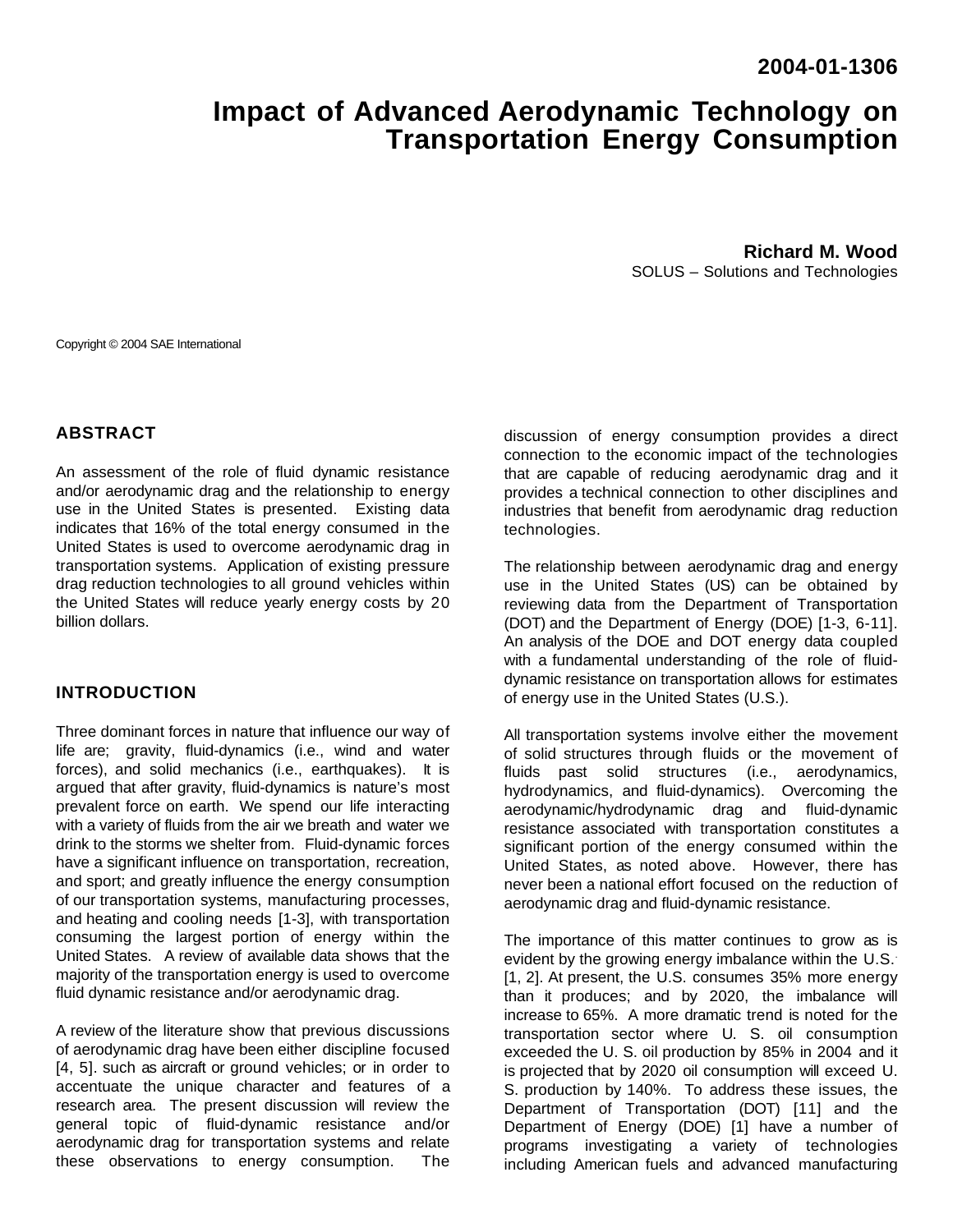2004-01-1306

# Impact of Advanced Aerodynamic Technology on Transportation Energy Consumption

**Richard M. Wood**
SOLUS – Solutions and Technologies

Copyright © 2004 SAE International

## ABSTRACT

An assessment of the role of fluid dynamic resistance and/or aerodynamic drag and the relationship to energy use in the United States is presented. Existing data indicates that 16% of the total energy consumed in the United States is used to overcome aerodynamic drag in transportation systems. Application of existing pressure drag reduction technologies to all ground vehicles within the United States will reduce yearly energy costs by 20 billion dollars.

## INTRODUCTION

Three dominant forces in nature that influence our way of life are; gravity, fluid-dynamics (i.e., wind and water forces), and solid mechanics (i.e., earthquakes). It is argued that after gravity, fluid-dynamics is nature's most prevalent force on earth. We spend our life interacting with a variety of fluids from the air we breath and water we drink to the storms we shelter from. Fluid-dynamic forces have a significant influence on transportation, recreation, and sport; and greatly influence the energy consumption of our transportation systems, manufacturing processes, and heating and cooling needs [1-3], with transportation consuming the largest portion of energy within the United States. A review of available data shows that the majority of the transportation energy is used to overcome fluid dynamic resistance and/or aerodynamic drag.

A review of the literature show that previous discussions of aerodynamic drag have been either discipline focused [4, 5]. such as aircraft or ground vehicles; or in order to accentuate the unique character and features of a research area. The present discussion will review the general topic of fluid-dynamic resistance and/or aerodynamic drag for transportation systems and relate these observations to energy consumption. The discussion of energy consumption provides a direct connection to the economic impact of the technologies that are capable of reducing aerodynamic drag and it provides a technical connection to other disciplines and industries that benefit from aerodynamic drag reduction technologies.

The relationship between aerodynamic drag and energy use in the United States (US) can be obtained by reviewing data from the Department of Transportation (DOT) and the Department of Energy (DOE) [1-3, 6-11]. An analysis of the DOE and DOT energy data coupled with a fundamental understanding of the role of fluid-dynamic resistance on transportation allows for estimates of energy use in the United States (U.S.).

All transportation systems involve either the movement of solid structures through fluids or the movement of fluids past solid structures (i.e., aerodynamics, hydrodynamics, and fluid-dynamics). Overcoming the aerodynamic/hydrodynamic drag and fluid-dynamic resistance associated with transportation constitutes a significant portion of the energy consumed within the United States, as noted above. However, there has never been a national effort focused on the reduction of aerodynamic drag and fluid-dynamic resistance.

The importance of this matter continues to grow as is evident by the growing energy imbalance within the U.S. [1, 2]. At present, the U.S. consumes 35% more energy than it produces; and by 2020, the imbalance will increase to 65%. A more dramatic trend is noted for the transportation sector where U. S. oil consumption exceeded the U. S. oil production by 85% in 2004 and it is projected that by 2020 oil consumption will exceed U. S. production by 140%. To address these issues, the Department of Transportation (DOT) [11] and the Department of Energy (DOE) [1] have a number of programs investigating a variety of technologies including American fuels and advanced manufacturing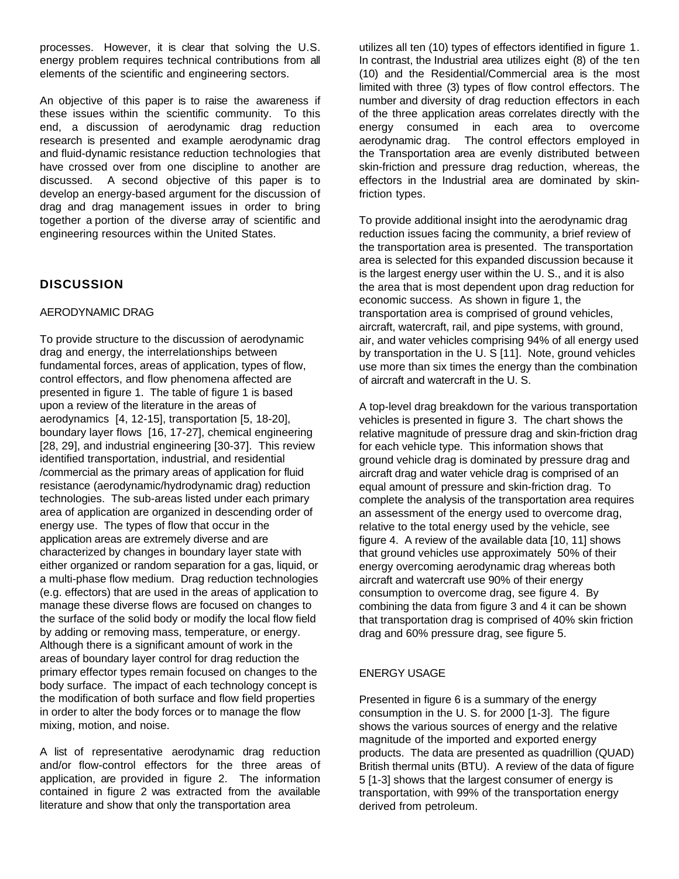processes. However, it is clear that solving the U.S. energy problem requires technical contributions from all elements of the scientific and engineering sectors.

An objective of this paper is to raise the awareness if these issues within the scientific community. To this end, a discussion of aerodynamic drag reduction research is presented and example aerodynamic drag and fluid-dynamic resistance reduction technologies that have crossed over from one discipline to another are discussed. A second objective of this paper is to develop an energy-based argument for the discussion of drag and drag management issues in order to bring together a portion of the diverse array of scientific and engineering resources within the United States.

## DISCUSSION

### AERODYNAMIC DRAG

To provide structure to the discussion of aerodynamic drag and energy, the interrelationships between fundamental forces, areas of application, types of flow, control effectors, and flow phenomena affected are presented in figure 1. The table of figure 1 is based upon a review of the literature in the areas of aerodynamics [4, 12-15], transportation [5, 18-20], boundary layer flows [16, 17-27], chemical engineering [28, 29], and industrial engineering [30-37]. This review identified transportation, industrial, and residential /commercial as the primary areas of application for fluid resistance (aerodynamic/hydrodynamic drag) reduction technologies. The sub-areas listed under each primary area of application are organized in descending order of energy use. The types of flow that occur in the application areas are extremely diverse and are characterized by changes in boundary layer state with either organized or random separation for a gas, liquid, or a multi-phase flow medium. Drag reduction technologies (e.g. effectors) that are used in the areas of application to manage these diverse flows are focused on changes to the surface of the solid body or modify the local flow field by adding or removing mass, temperature, or energy. Although there is a significant amount of work in the areas of boundary layer control for drag reduction the primary effector types remain focused on changes to the body surface. The impact of each technology concept is the modification of both surface and flow field properties in order to alter the body forces or to manage the flow mixing, motion, and noise.

A list of representative aerodynamic drag reduction and/or flow-control effectors for the three areas of application, are provided in figure 2. The information contained in figure 2 was extracted from the available literature and show that only the transportation area utilizes all ten (10) types of effectors identified in figure 1. In contrast, the Industrial area utilizes eight (8) of the ten (10) and the Residential/Commercial area is the most limited with three (3) types of flow control effectors. The number and diversity of drag reduction effectors in each of the three application areas correlates directly with the energy consumed in each area to overcome aerodynamic drag. The control effectors employed in the Transportation area are evenly distributed between skin-friction and pressure drag reduction, whereas, the effectors in the Industrial area are dominated by skin-friction types.

To provide additional insight into the aerodynamic drag reduction issues facing the community, a brief review of the transportation area is presented. The transportation area is selected for this expanded discussion because it is the largest energy user within the U. S., and it is also the area that is most dependent upon drag reduction for economic success. As shown in figure 1, the transportation area is comprised of ground vehicles, aircraft, watercraft, rail, and pipe systems, with ground, air, and water vehicles comprising 94% of all energy used by transportation in the U. S [11]. Note, ground vehicles use more than six times the energy than the combination of aircraft and watercraft in the U. S.

A top-level drag breakdown for the various transportation vehicles is presented in figure 3. The chart shows the relative magnitude of pressure drag and skin-friction drag for each vehicle type. This information shows that ground vehicle drag is dominated by pressure drag and aircraft drag and water vehicle drag is comprised of an equal amount of pressure and skin-friction drag. To complete the analysis of the transportation area requires an assessment of the energy used to overcome drag, relative to the total energy used by the vehicle, see figure 4. A review of the available data [10, 11] shows that ground vehicles use approximately 50% of their energy overcoming aerodynamic drag whereas both aircraft and watercraft use 90% of their energy consumption to overcome drag, see figure 4. By combining the data from figure 3 and 4 it can be shown that transportation drag is comprised of 40% skin friction drag and 60% pressure drag, see figure 5.

### ENERGY USAGE

Presented in figure 6 is a summary of the energy consumption in the U. S. for 2000 [1-3]. The figure shows the various sources of energy and the relative magnitude of the imported and exported energy products. The data are presented as quadrillion (QUAD) British thermal units (BTU). A review of the data of figure 5 [1-3] shows that the largest consumer of energy is transportation, with 99% of the transportation energy derived from petroleum.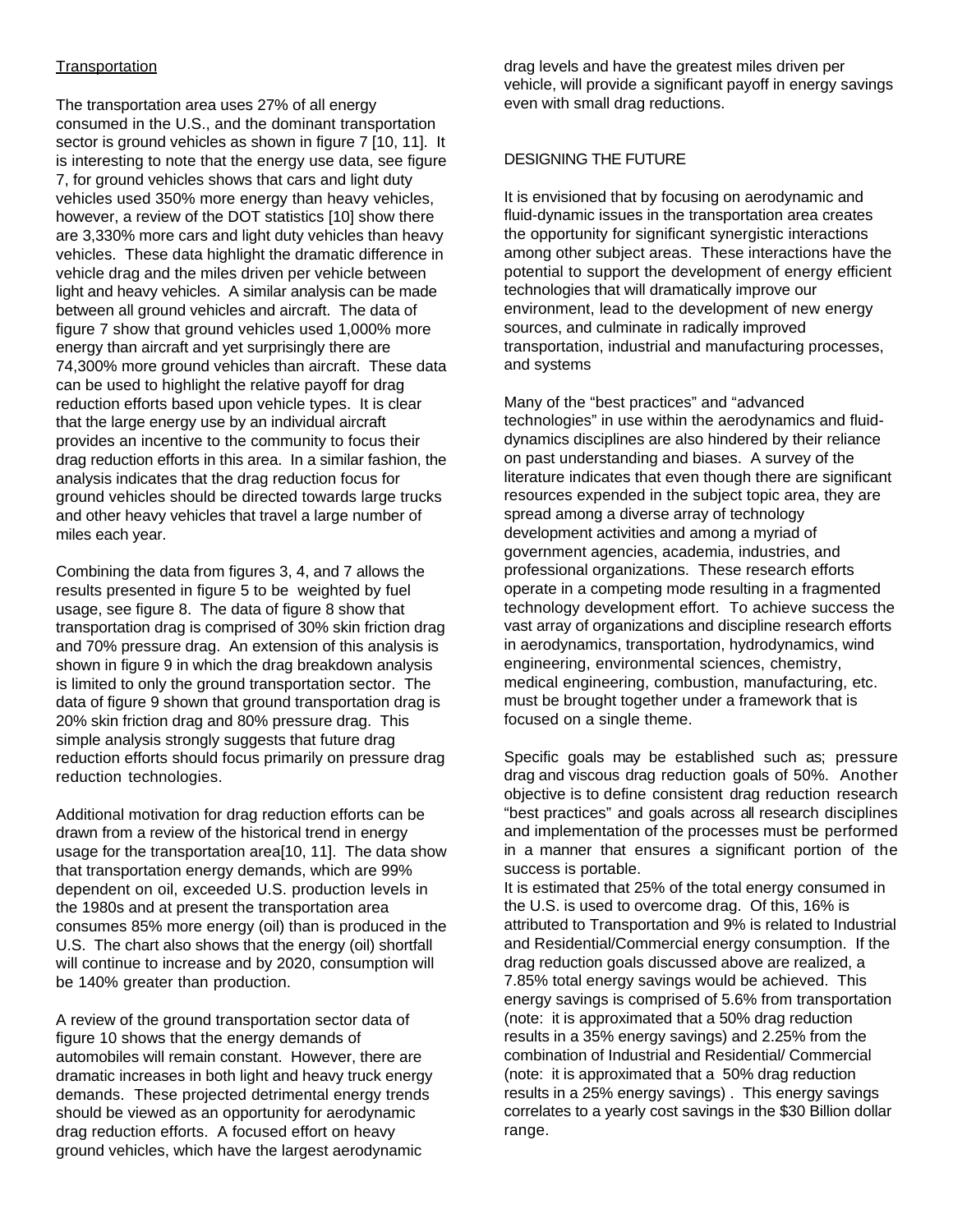Transportation

The transportation area uses 27% of all energy consumed in the U.S., and the dominant transportation sector is ground vehicles as shown in figure 7 [10, 11]. It is interesting to note that the energy use data, see figure 7, for ground vehicles shows that cars and light duty vehicles used 350% more energy than heavy vehicles, however, a review of the DOT statistics [10] show there are 3,330% more cars and light duty vehicles than heavy vehicles. These data highlight the dramatic difference in vehicle drag and the miles driven per vehicle between light and heavy vehicles. A similar analysis can be made between all ground vehicles and aircraft. The data of figure 7 show that ground vehicles used 1,000% more energy than aircraft and yet surprisingly there are 74,300% more ground vehicles than aircraft. These data can be used to highlight the relative payoff for drag reduction efforts based upon vehicle types. It is clear that the large energy use by an individual aircraft provides an incentive to the community to focus their drag reduction efforts in this area. In a similar fashion, the analysis indicates that the drag reduction focus for ground vehicles should be directed towards large trucks and other heavy vehicles that travel a large number of miles each year.

Combining the data from figures 3, 4, and 7 allows the results presented in figure 5 to be weighted by fuel usage, see figure 8. The data of figure 8 show that transportation drag is comprised of 30% skin friction drag and 70% pressure drag. An extension of this analysis is shown in figure 9 in which the drag breakdown analysis is limited to only the ground transportation sector. The data of figure 9 shown that ground transportation drag is 20% skin friction drag and 80% pressure drag. This simple analysis strongly suggests that future drag reduction efforts should focus primarily on pressure drag reduction technologies.

Additional motivation for drag reduction efforts can be drawn from a review of the historical trend in energy usage for the transportation area[10, 11]. The data show that transportation energy demands, which are 99% dependent on oil, exceeded U.S. production levels in the 1980s and at present the transportation area consumes 85% more energy (oil) than is produced in the U.S. The chart also shows that the energy (oil) shortfall will continue to increase and by 2020, consumption will be 140% greater than production.

A review of the ground transportation sector data of figure 10 shows that the energy demands of automobiles will remain constant. However, there are dramatic increases in both light and heavy truck energy demands. These projected detrimental energy trends should be viewed as an opportunity for aerodynamic drag reduction efforts. A focused effort on heavy ground vehicles, which have the largest aerodynamic drag levels and have the greatest miles driven per vehicle, will provide a significant payoff in energy savings even with small drag reductions.

DESIGNING THE FUTURE

It is envisioned that by focusing on aerodynamic and fluid-dynamic issues in the transportation area creates the opportunity for significant synergistic interactions among other subject areas. These interactions have the potential to support the development of energy efficient technologies that will dramatically improve our environment, lead to the development of new energy sources, and culminate in radically improved transportation, industrial and manufacturing processes, and systems

Many of the "best practices" and "advanced technologies" in use within the aerodynamics and fluid-dynamics disciplines are also hindered by their reliance on past understanding and biases. A survey of the literature indicates that even though there are significant resources expended in the subject topic area, they are spread among a diverse array of technology development activities and among a myriad of government agencies, academia, industries, and professional organizations. These research efforts operate in a competing mode resulting in a fragmented technology development effort. To achieve success the vast array of organizations and discipline research efforts in aerodynamics, transportation, hydrodynamics, wind engineering, environmental sciences, chemistry, medical engineering, combustion, manufacturing, etc. must be brought together under a framework that is focused on a single theme.

Specific goals may be established such as; pressure drag and viscous drag reduction goals of 50%. Another objective is to define consistent drag reduction research "best practices" and goals across all research disciplines and implementation of the processes must be performed in a manner that ensures a significant portion of the success is portable.

It is estimated that 25% of the total energy consumed in the U.S. is used to overcome drag. Of this, 16% is attributed to Transportation and 9% is related to Industrial and Residential/Commercial energy consumption. If the drag reduction goals discussed above are realized, a 7.85% total energy savings would be achieved. This energy savings is comprised of 5.6% from transportation (note: it is approximated that a 50% drag reduction results in a 35% energy savings) and 2.25% from the combination of Industrial and Residential/ Commercial (note: it is approximated that a 50% drag reduction results in a 25% energy savings) . This energy savings correlates to a yearly cost savings in the $30 Billion dollar range.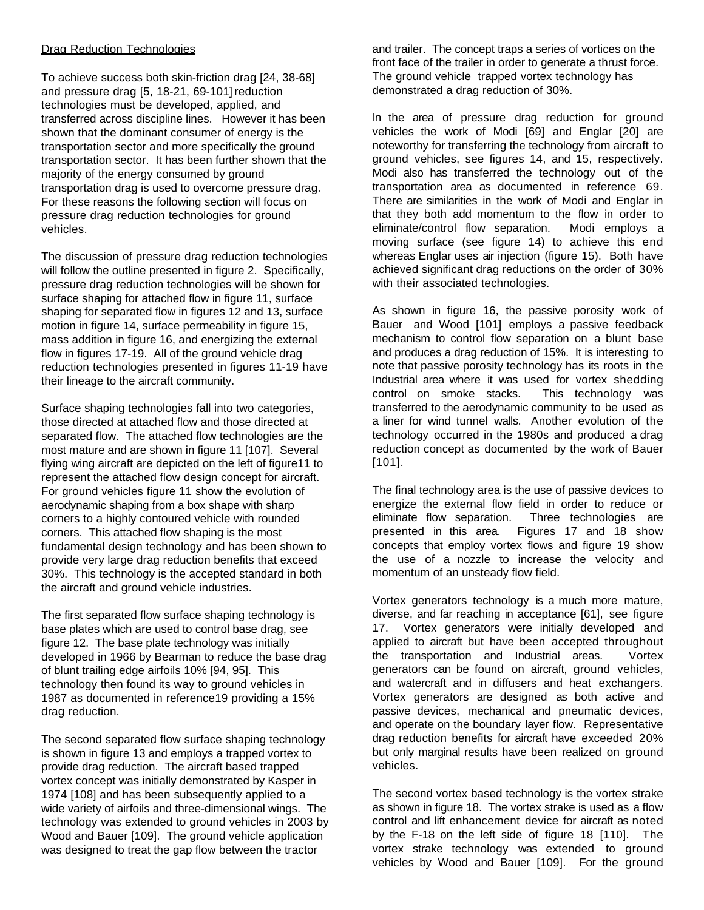Drag Reduction Technologies

To achieve success both skin-friction drag [24, 38-68] and pressure drag [5, 18-21, 69-101] reduction technologies must be developed, applied, and transferred across discipline lines. However it has been shown that the dominant consumer of energy is the transportation sector and more specifically the ground transportation sector. It has been further shown that the majority of the energy consumed by ground transportation drag is used to overcome pressure drag. For these reasons the following section will focus on pressure drag reduction technologies for ground vehicles.

The discussion of pressure drag reduction technologies will follow the outline presented in figure 2. Specifically, pressure drag reduction technologies will be shown for surface shaping for attached flow in figure 11, surface shaping for separated flow in figures 12 and 13, surface motion in figure 14, surface permeability in figure 15, mass addition in figure 16, and energizing the external flow in figures 17-19. All of the ground vehicle drag reduction technologies presented in figures 11-19 have their lineage to the aircraft community.

Surface shaping technologies fall into two categories, those directed at attached flow and those directed at separated flow. The attached flow technologies are the most mature and are shown in figure 11 [107]. Several flying wing aircraft are depicted on the left of figure11 to represent the attached flow design concept for aircraft. For ground vehicles figure 11 show the evolution of aerodynamic shaping from a box shape with sharp corners to a highly contoured vehicle with rounded corners. This attached flow shaping is the most fundamental design technology and has been shown to provide very large drag reduction benefits that exceed 30%. This technology is the accepted standard in both the aircraft and ground vehicle industries.

The first separated flow surface shaping technology is base plates which are used to control base drag, see figure 12. The base plate technology was initially developed in 1966 by Bearman to reduce the base drag of blunt trailing edge airfoils 10% [94, 95]. This technology then found its way to ground vehicles in 1987 as documented in reference19 providing a 15% drag reduction.

The second separated flow surface shaping technology is shown in figure 13 and employs a trapped vortex to provide drag reduction. The aircraft based trapped vortex concept was initially demonstrated by Kasper in 1974 [108] and has been subsequently applied to a wide variety of airfoils and three-dimensional wings. The technology was extended to ground vehicles in 2003 by Wood and Bauer [109]. The ground vehicle application was designed to treat the gap flow between the tractor and trailer. The concept traps a series of vortices on the front face of the trailer in order to generate a thrust force. The ground vehicle trapped vortex technology has demonstrated a drag reduction of 30%.

In the area of pressure drag reduction for ground vehicles the work of Modi [69] and Englar [20] are noteworthy for transferring the technology from aircraft to ground vehicles, see figures 14, and 15, respectively. Modi also has transferred the technology out of the transportation area as documented in reference 69. There are similarities in the work of Modi and Englar in that they both add momentum to the flow in order to eliminate/control flow separation. Modi employs a moving surface (see figure 14) to achieve this end whereas Englar uses air injection (figure 15). Both have achieved significant drag reductions on the order of 30% with their associated technologies.

As shown in figure 16, the passive porosity work of Bauer and Wood [101] employs a passive feedback mechanism to control flow separation on a blunt base and produces a drag reduction of 15%. It is interesting to note that passive porosity technology has its roots in the Industrial area where it was used for vortex shedding control on smoke stacks. This technology was transferred to the aerodynamic community to be used as a liner for wind tunnel walls. Another evolution of the technology occurred in the 1980s and produced a drag reduction concept as documented by the work of Bauer [101].

The final technology area is the use of passive devices to energize the external flow field in order to reduce or eliminate flow separation. Three technologies are presented in this area. Figures 17 and 18 show concepts that employ vortex flows and figure 19 show the use of a nozzle to increase the velocity and momentum of an unsteady flow field.

Vortex generators technology is a much more mature, diverse, and far reaching in acceptance [61], see figure 17. Vortex generators were initially developed and applied to aircraft but have been accepted throughout the transportation and Industrial areas. Vortex generators can be found on aircraft, ground vehicles, and watercraft and in diffusers and heat exchangers. Vortex generators are designed as both active and passive devices, mechanical and pneumatic devices, and operate on the boundary layer flow. Representative drag reduction benefits for aircraft have exceeded 20% but only marginal results have been realized on ground vehicles.

The second vortex based technology is the vortex strake as shown in figure 18. The vortex strake is used as a flow control and lift enhancement device for aircraft as noted by the F-18 on the left side of figure 18 [110]. The vortex strake technology was extended to ground vehicles by Wood and Bauer [109]. For the ground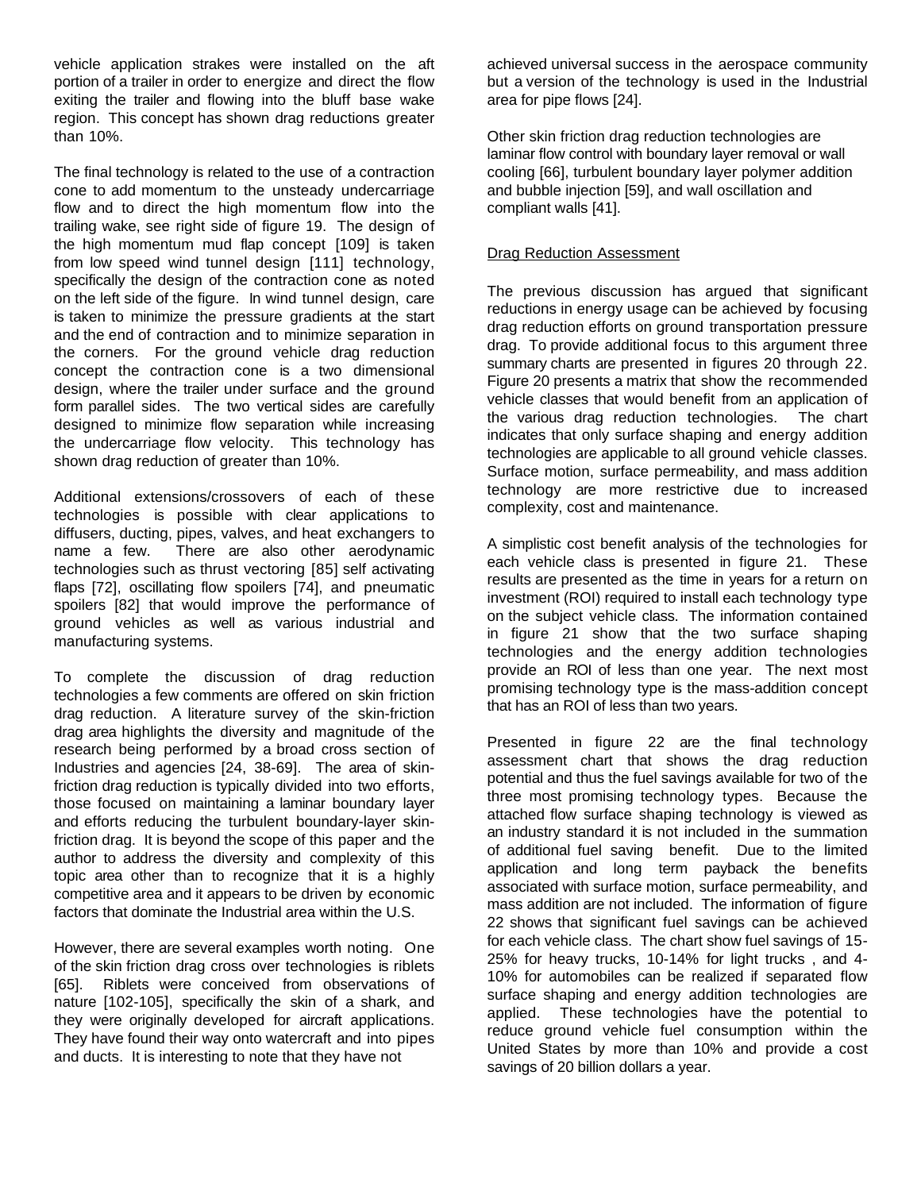vehicle application strakes were installed on the aft portion of a trailer in order to energize and direct the flow exiting the trailer and flowing into the bluff base wake region. This concept has shown drag reductions greater than 10%.

The final technology is related to the use of a contraction cone to add momentum to the unsteady undercarriage flow and to direct the high momentum flow into the trailing wake, see right side of figure 19. The design of the high momentum mud flap concept [109] is taken from low speed wind tunnel design [111] technology, specifically the design of the contraction cone as noted on the left side of the figure. In wind tunnel design, care is taken to minimize the pressure gradients at the start and the end of contraction and to minimize separation in the corners. For the ground vehicle drag reduction concept the contraction cone is a two dimensional design, where the trailer under surface and the ground form parallel sides. The two vertical sides are carefully designed to minimize flow separation while increasing the undercarriage flow velocity. This technology has shown drag reduction of greater than 10%.

Additional extensions/crossovers of each of these technologies is possible with clear applications to diffusers, ducting, pipes, valves, and heat exchangers to name a few. There are also other aerodynamic technologies such as thrust vectoring [85] self activating flaps [72], oscillating flow spoilers [74], and pneumatic spoilers [82] that would improve the performance of ground vehicles as well as various industrial and manufacturing systems.

To complete the discussion of drag reduction technologies a few comments are offered on skin friction drag reduction. A literature survey of the skin-friction drag area highlights the diversity and magnitude of the research being performed by a broad cross section of Industries and agencies [24, 38-69]. The area of skin-friction drag reduction is typically divided into two efforts, those focused on maintaining a laminar boundary layer and efforts reducing the turbulent boundary-layer skin-friction drag. It is beyond the scope of this paper and the author to address the diversity and complexity of this topic area other than to recognize that it is a highly competitive area and it appears to be driven by economic factors that dominate the Industrial area within the U.S.

However, there are several examples worth noting. One of the skin friction drag cross over technologies is riblets [65]. Riblets were conceived from observations of nature [102-105], specifically the skin of a shark, and they were originally developed for aircraft applications. They have found their way onto watercraft and into pipes and ducts. It is interesting to note that they have not achieved universal success in the aerospace community but a version of the technology is used in the Industrial area for pipe flows [24].

Other skin friction drag reduction technologies are laminar flow control with boundary layer removal or wall cooling [66], turbulent boundary layer polymer addition and bubble injection [59], and wall oscillation and compliant walls [41].

## Drag Reduction Assessment

The previous discussion has argued that significant reductions in energy usage can be achieved by focusing drag reduction efforts on ground transportation pressure drag. To provide additional focus to this argument three summary charts are presented in figures 20 through 22. Figure 20 presents a matrix that show the recommended vehicle classes that would benefit from an application of the various drag reduction technologies. The chart indicates that only surface shaping and energy addition technologies are applicable to all ground vehicle classes. Surface motion, surface permeability, and mass addition technology are more restrictive due to increased complexity, cost and maintenance.

A simplistic cost benefit analysis of the technologies for each vehicle class is presented in figure 21. These results are presented as the time in years for a return on investment (ROI) required to install each technology type on the subject vehicle class. The information contained in figure 21 show that the two surface shaping technologies and the energy addition technologies provide an ROI of less than one year. The next most promising technology type is the mass-addition concept that has an ROI of less than two years.

Presented in figure 22 are the final technology assessment chart that shows the drag reduction potential and thus the fuel savings available for two of the three most promising technology types. Because the attached flow surface shaping technology is viewed as an industry standard it is not included in the summation of additional fuel saving benefit. Due to the limited application and long term payback the benefits associated with surface motion, surface permeability, and mass addition are not included. The information of figure 22 shows that significant fuel savings can be achieved for each vehicle class. The chart show fuel savings of 15-25% for heavy trucks, 10-14% for light trucks , and 4-10% for automobiles can be realized if separated flow surface shaping and energy addition technologies are applied. These technologies have the potential to reduce ground vehicle fuel consumption within the United States by more than 10% and provide a cost savings of 20 billion dollars a year.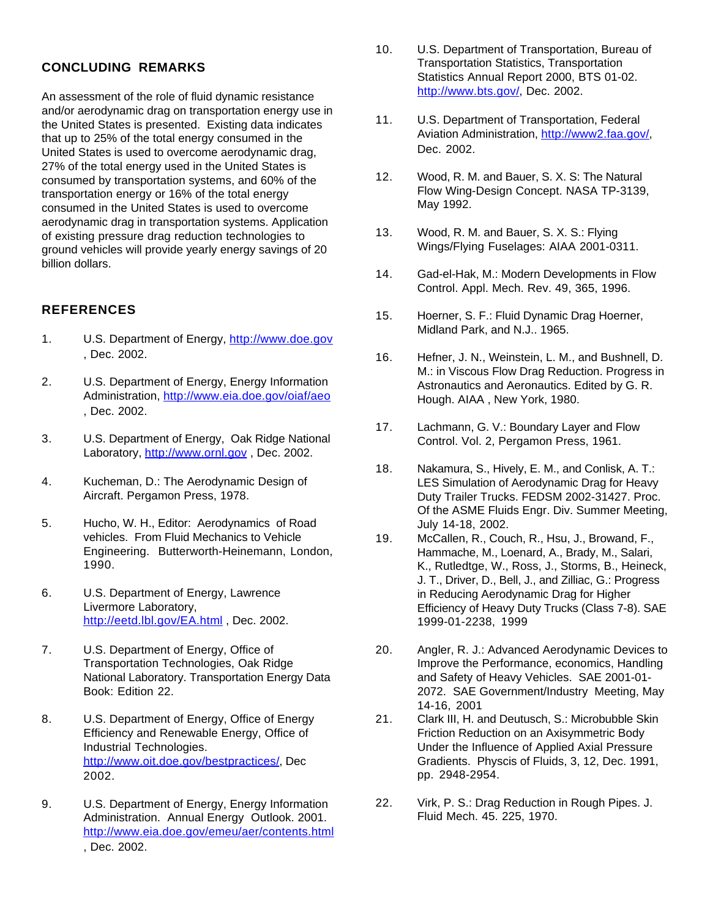## CONCLUDING REMARKS

An assessment of the role of fluid dynamic resistance and/or aerodynamic drag on transportation energy use in the United States is presented. Existing data indicates that up to 25% of the total energy consumed in the United States is used to overcome aerodynamic drag, 27% of the total energy used in the United States is consumed by transportation systems, and 60% of the transportation energy or 16% of the total energy consumed in the United States is used to overcome aerodynamic drag in transportation systems. Application of existing pressure drag reduction technologies to ground vehicles will provide yearly energy savings of 20 billion dollars.

## REFERENCES

1. U.S. Department of Energy, http://www.doe.gov , Dec. 2002.

2. U.S. Department of Energy, Energy Information Administration, http://www.eia.doe.gov/oiaf/aeo , Dec. 2002.

3. U.S. Department of Energy, Oak Ridge National Laboratory, http://www.ornl.gov , Dec. 2002.

4. Kucheman, D.: The Aerodynamic Design of Aircraft. Pergamon Press, 1978.

5. Hucho, W. H., Editor: Aerodynamics of Road vehicles. From Fluid Mechanics to Vehicle Engineering. Butterworth-Heinemann, London, 1990.

6. U.S. Department of Energy, Lawrence Livermore Laboratory, http://eetd.lbl.gov/EA.html , Dec. 2002.

7. U.S. Department of Energy, Office of Transportation Technologies, Oak Ridge National Laboratory. Transportation Energy Data Book: Edition 22.

8. U.S. Department of Energy, Office of Energy Efficiency and Renewable Energy, Office of Industrial Technologies. http://www.oit.doe.gov/bestpractices/, Dec 2002.

9. U.S. Department of Energy, Energy Information Administration. Annual Energy Outlook. 2001. http://www.eia.doe.gov/emeu/aer/contents.html , Dec. 2002.

10. U.S. Department of Transportation, Bureau of Transportation Statistics, Transportation Statistics Annual Report 2000, BTS 01-02. http://www.bts.gov/, Dec. 2002.

11. U.S. Department of Transportation, Federal Aviation Administration, http://www2.faa.gov/, Dec. 2002.

12. Wood, R. M. and Bauer, S. X. S: The Natural Flow Wing-Design Concept. NASA TP-3139, May 1992.

13. Wood, R. M. and Bauer, S. X. S.: Flying Wings/Flying Fuselages: AIAA 2001-0311.

14. Gad-el-Hak, M.: Modern Developments in Flow Control. Appl. Mech. Rev. 49, 365, 1996.

15. Hoerner, S. F.: Fluid Dynamic Drag Hoerner, Midland Park, and N.J.. 1965.

16. Hefner, J. N., Weinstein, L. M., and Bushnell, D. M.: in Viscous Flow Drag Reduction. Progress in Astronautics and Aeronautics. Edited by G. R. Hough. AIAA , New York, 1980.

17. Lachmann, G. V.: Boundary Layer and Flow Control. Vol. 2, Pergamon Press, 1961.

18. Nakamura, S., Hively, E. M., and Conlisk, A. T.: LES Simulation of Aerodynamic Drag for Heavy Duty Trailer Trucks. FEDSM 2002-31427. Proc. Of the ASME Fluids Engr. Div. Summer Meeting, July 14-18, 2002.

19. McCallen, R., Couch, R., Hsu, J., Browand, F., Hammache, M., Loenard, A., Brady, M., Salari, K., Rutledtge, W., Ross, J., Storms, B., Heineck, J. T., Driver, D., Bell, J., and Zilliac, G.: Progress in Reducing Aerodynamic Drag for Higher Efficiency of Heavy Duty Trucks (Class 7-8). SAE 1999-01-2238, 1999

20. Angler, R. J.: Advanced Aerodynamic Devices to Improve the Performance, economics, Handling and Safety of Heavy Vehicles. SAE 2001-01-2072. SAE Government/Industry Meeting, May 14-16, 2001

21. Clark III, H. and Deutusch, S.: Microbubble Skin Friction Reduction on an Axisymmetric Body Under the Influence of Applied Axial Pressure Gradients. Physcis of Fluids, 3, 12, Dec. 1991, pp. 2948-2954.

22. Virk, P. S.: Drag Reduction in Rough Pipes. J. Fluid Mech. 45. 225, 1970.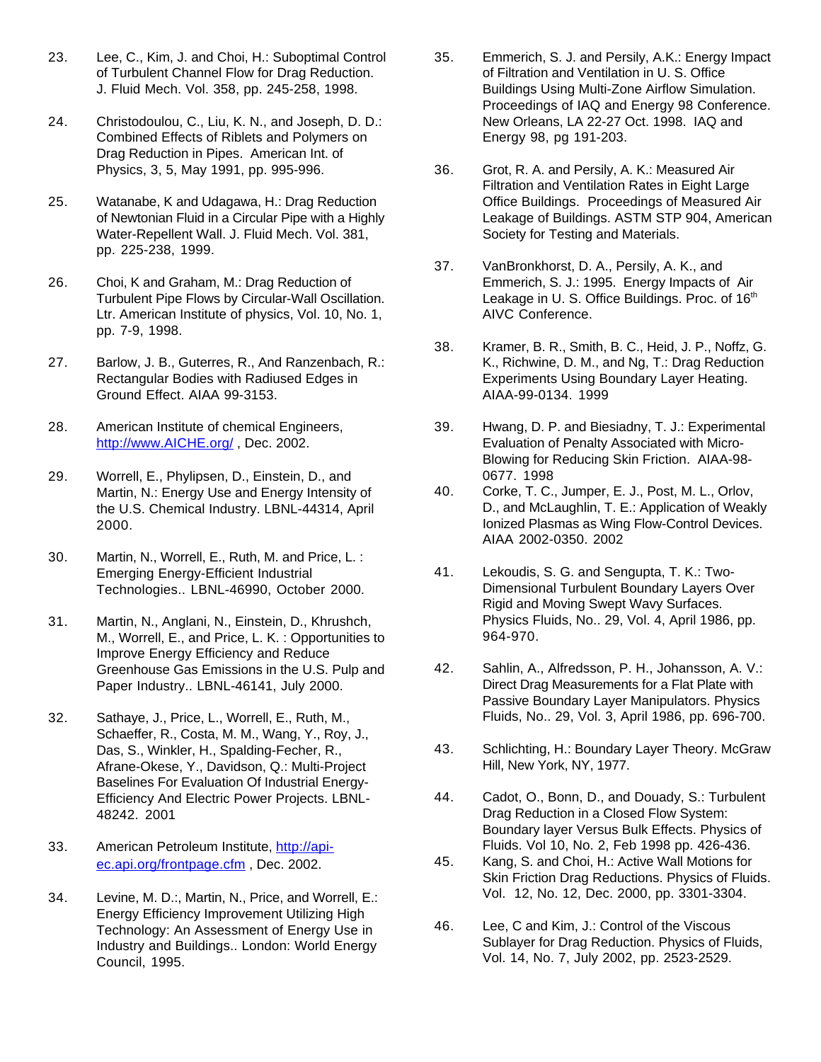23. Lee, C., Kim, J. and Choi, H.: Suboptimal Control of Turbulent Channel Flow for Drag Reduction. J. Fluid Mech. Vol. 358, pp. 245-258, 1998.

24. Christodoulou, C., Liu, K. N., and Joseph, D. D.: Combined Effects of Riblets and Polymers on Drag Reduction in Pipes. American Int. of Physics, 3, 5, May 1991, pp. 995-996.

25. Watanabe, K and Udagawa, H.: Drag Reduction of Newtonian Fluid in a Circular Pipe with a Highly Water-Repellent Wall. J. Fluid Mech. Vol. 381, pp. 225-238, 1999.

26. Choi, K and Graham, M.: Drag Reduction of Turbulent Pipe Flows by Circular-Wall Oscillation. Ltr. American Institute of physics, Vol. 10, No. 1, pp. 7-9, 1998.

27. Barlow, J. B., Guterres, R., And Ranzenbach, R.: Rectangular Bodies with Radiused Edges in Ground Effect. AIAA 99-3153.

28. American Institute of chemical Engineers, http://www.AICHE.org/ , Dec. 2002.

29. Worrell, E., Phylipsen, D., Einstein, D., and Martin, N.: Energy Use and Energy Intensity of the U.S. Chemical Industry. LBNL-44314, April 2000.

30. Martin, N., Worrell, E., Ruth, M. and Price, L. : Emerging Energy-Efficient Industrial Technologies.. LBNL-46990, October 2000.

31. Martin, N., Anglani, N., Einstein, D., Khrushch, M., Worrell, E., and Price, L. K. : Opportunities to Improve Energy Efficiency and Reduce Greenhouse Gas Emissions in the U.S. Pulp and Paper Industry.. LBNL-46141, July 2000.

32. Sathaye, J., Price, L., Worrell, E., Ruth, M., Schaeffer, R., Costa, M. M., Wang, Y., Roy, J., Das, S., Winkler, H., Spalding-Fecher, R., Afrane-Okese, Y., Davidson, Q.: Multi-Project Baselines For Evaluation Of Industrial Energy-Efficiency And Electric Power Projects. LBNL-48242. 2001

33. American Petroleum Institute, http://api-ec.api.org/frontpage.cfm , Dec. 2002.

34. Levine, M. D.:, Martin, N., Price, and Worrell, E.: Energy Efficiency Improvement Utilizing High Technology: An Assessment of Energy Use in Industry and Buildings.. London: World Energy Council, 1995.

35. Emmerich, S. J. and Persily, A.K.: Energy Impact of Filtration and Ventilation in U. S. Office Buildings Using Multi-Zone Airflow Simulation. Proceedings of IAQ and Energy 98 Conference. New Orleans, LA 22-27 Oct. 1998. IAQ and Energy 98, pg 191-203.

36. Grot, R. A. and Persily, A. K.: Measured Air Filtration and Ventilation Rates in Eight Large Office Buildings. Proceedings of Measured Air Leakage of Buildings. ASTM STP 904, American Society for Testing and Materials.

37. VanBronkhorst, D. A., Persily, A. K., and Emmerich, S. J.: 1995. Energy Impacts of Air Leakage in U. S. Office Buildings. Proc. of 16th AIVC Conference.

38. Kramer, B. R., Smith, B. C., Heid, J. P., Noffz, G. K., Richwine, D. M., and Ng, T.: Drag Reduction Experiments Using Boundary Layer Heating. AIAA-99-0134. 1999

39. Hwang, D. P. and Biesiadny, T. J.: Experimental Evaluation of Penalty Associated with Micro-Blowing for Reducing Skin Friction. AIAA-98-0677. 1998

40. Corke, T. C., Jumper, E. J., Post, M. L., Orlov, D., and McLaughlin, T. E.: Application of Weakly Ionized Plasmas as Wing Flow-Control Devices. AIAA 2002-0350. 2002

41. Lekoudis, S. G. and Sengupta, T. K.: Two-Dimensional Turbulent Boundary Layers Over Rigid and Moving Swept Wavy Surfaces. Physics Fluids, No.. 29, Vol. 4, April 1986, pp. 964-970.

42. Sahlin, A., Alfredsson, P. H., Johansson, A. V.: Direct Drag Measurements for a Flat Plate with Passive Boundary Layer Manipulators. Physics Fluids, No.. 29, Vol. 3, April 1986, pp. 696-700.

43. Schlichting, H.: Boundary Layer Theory. McGraw Hill, New York, NY, 1977.

44. Cadot, O., Bonn, D., and Douady, S.: Turbulent Drag Reduction in a Closed Flow System: Boundary layer Versus Bulk Effects. Physics of Fluids. Vol 10, No. 2, Feb 1998 pp. 426-436.

45. Kang, S. and Choi, H.: Active Wall Motions for Skin Friction Drag Reductions. Physics of Fluids. Vol. 12, No. 12, Dec. 2000, pp. 3301-3304.

46. Lee, C and Kim, J.: Control of the Viscous Sublayer for Drag Reduction. Physics of Fluids, Vol. 14, No. 7, July 2002, pp. 2523-2529.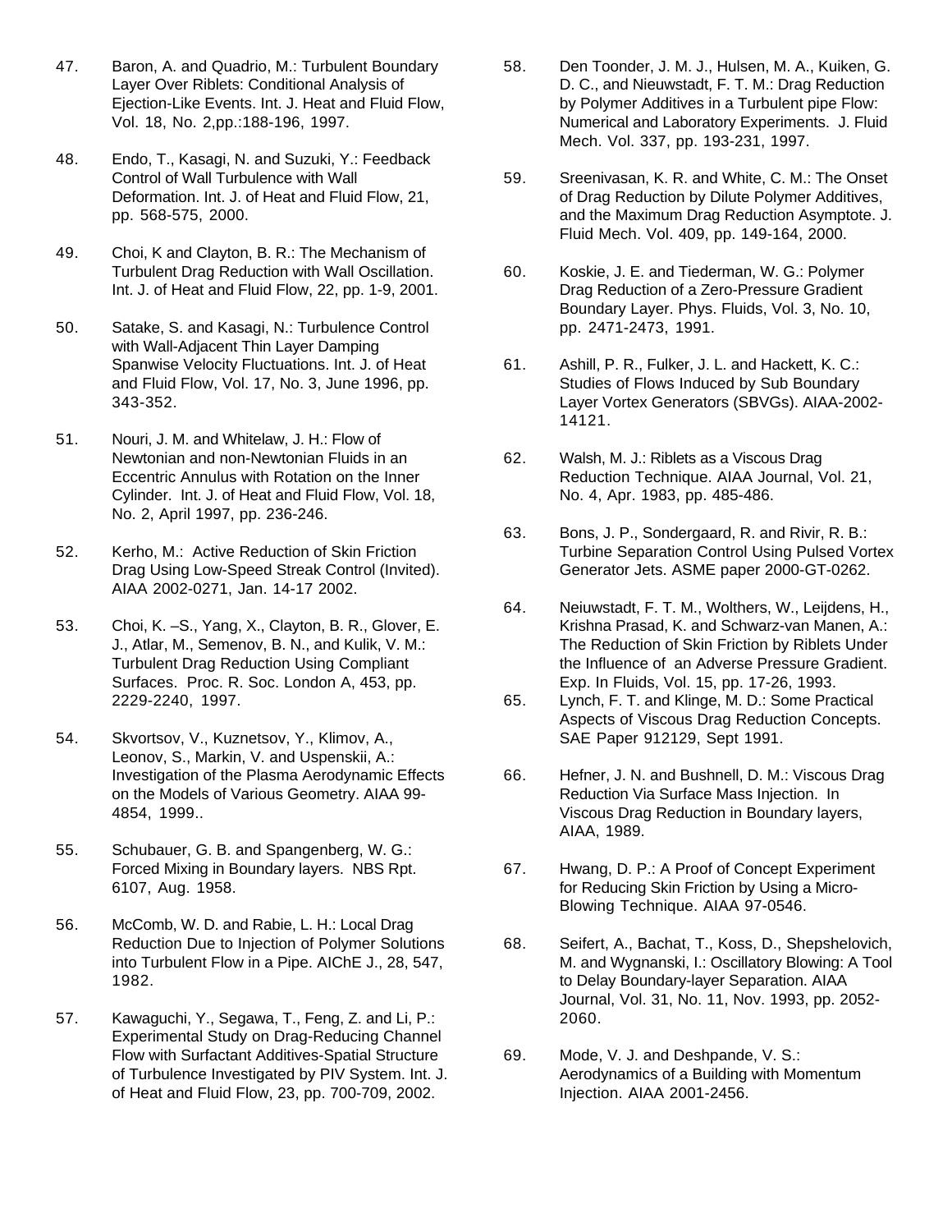47. Baron, A. and Quadrio, M.: Turbulent Boundary Layer Over Riblets: Conditional Analysis of Ejection-Like Events. Int. J. Heat and Fluid Flow, Vol. 18, No. 2,pp.:188-196, 1997.

48. Endo, T., Kasagi, N. and Suzuki, Y.: Feedback Control of Wall Turbulence with Wall Deformation. Int. J. of Heat and Fluid Flow, 21, pp. 568-575, 2000.

49. Choi, K and Clayton, B. R.: The Mechanism of Turbulent Drag Reduction with Wall Oscillation. Int. J. of Heat and Fluid Flow, 22, pp. 1-9, 2001.

50. Satake, S. and Kasagi, N.: Turbulence Control with Wall-Adjacent Thin Layer Damping Spanwise Velocity Fluctuations. Int. J. of Heat and Fluid Flow, Vol. 17, No. 3, June 1996, pp. 343-352.

51. Nouri, J. M. and Whitelaw, J. H.: Flow of Newtonian and non-Newtonian Fluids in an Eccentric Annulus with Rotation on the Inner Cylinder. Int. J. of Heat and Fluid Flow, Vol. 18, No. 2, April 1997, pp. 236-246.

52. Kerho, M.: Active Reduction of Skin Friction Drag Using Low-Speed Streak Control (Invited). AIAA 2002-0271, Jan. 14-17 2002.

53. Choi, K. –S., Yang, X., Clayton, B. R., Glover, E. J., Atlar, M., Semenov, B. N., and Kulik, V. M.: Turbulent Drag Reduction Using Compliant Surfaces. Proc. R. Soc. London A, 453, pp. 2229-2240, 1997.

54. Skvortsov, V., Kuznetsov, Y., Klimov, A., Leonov, S., Markin, V. and Uspenskii, A.: Investigation of the Plasma Aerodynamic Effects on the Models of Various Geometry. AIAA 99-4854, 1999..

55. Schubauer, G. B. and Spangenberg, W. G.: Forced Mixing in Boundary layers. NBS Rpt. 6107, Aug. 1958.

56. McComb, W. D. and Rabie, L. H.: Local Drag Reduction Due to Injection of Polymer Solutions into Turbulent Flow in a Pipe. AIChE J., 28, 547, 1982.

57. Kawaguchi, Y., Segawa, T., Feng, Z. and Li, P.: Experimental Study on Drag-Reducing Channel Flow with Surfactant Additives-Spatial Structure of Turbulence Investigated by PIV System. Int. J. of Heat and Fluid Flow, 23, pp. 700-709, 2002.

58. Den Toonder, J. M. J., Hulsen, M. A., Kuiken, G. D. C., and Nieuwstadt, F. T. M.: Drag Reduction by Polymer Additives in a Turbulent pipe Flow: Numerical and Laboratory Experiments. J. Fluid Mech. Vol. 337, pp. 193-231, 1997.

59. Sreenivasan, K. R. and White, C. M.: The Onset of Drag Reduction by Dilute Polymer Additives, and the Maximum Drag Reduction Asymptote. J. Fluid Mech. Vol. 409, pp. 149-164, 2000.

60. Koskie, J. E. and Tiederman, W. G.: Polymer Drag Reduction of a Zero-Pressure Gradient Boundary Layer. Phys. Fluids, Vol. 3, No. 10, pp. 2471-2473, 1991.

61. Ashill, P. R., Fulker, J. L. and Hackett, K. C.: Studies of Flows Induced by Sub Boundary Layer Vortex Generators (SBVGs). AIAA-2002-14121.

62. Walsh, M. J.: Riblets as a Viscous Drag Reduction Technique. AIAA Journal, Vol. 21, No. 4, Apr. 1983, pp. 485-486.

63. Bons, J. P., Sondergaard, R. and Rivir, R. B.: Turbine Separation Control Using Pulsed Vortex Generator Jets. ASME paper 2000-GT-0262.

64. Neiuwstadt, F. T. M., Wolthers, W., Leijdens, H., Krishna Prasad, K. and Schwarz-van Manen, A.: The Reduction of Skin Friction by Riblets Under the Influence of an Adverse Pressure Gradient. Exp. In Fluids, Vol. 15, pp. 17-26, 1993.

65. Lynch, F. T. and Klinge, M. D.: Some Practical Aspects of Viscous Drag Reduction Concepts. SAE Paper 912129, Sept 1991.

66. Hefner, J. N. and Bushnell, D. M.: Viscous Drag Reduction Via Surface Mass Injection. In Viscous Drag Reduction in Boundary layers, AIAA, 1989.

67. Hwang, D. P.: A Proof of Concept Experiment for Reducing Skin Friction by Using a Micro-Blowing Technique. AIAA 97-0546.

68. Seifert, A., Bachat, T., Koss, D., Shepshelovich, M. and Wygnanski, I.: Oscillatory Blowing: A Tool to Delay Boundary-layer Separation. AIAA Journal, Vol. 31, No. 11, Nov. 1993, pp. 2052-2060.

69. Mode, V. J. and Deshpande, V. S.: Aerodynamics of a Building with Momentum Injection. AIAA 2001-2456.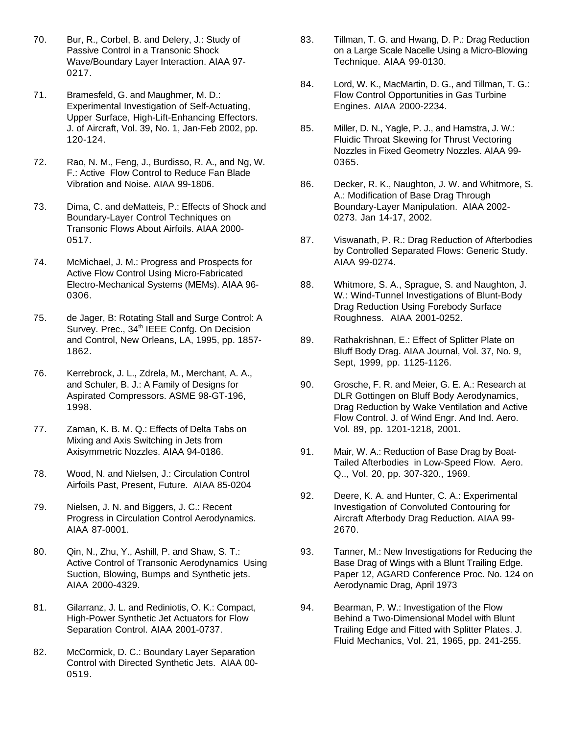70. Bur, R., Corbel, B. and Delery, J.: Study of Passive Control in a Transonic Shock Wave/Boundary Layer Interaction. AIAA 97-0217.

71. Bramesfeld, G. and Maughmer, M. D.: Experimental Investigation of Self-Actuating, Upper Surface, High-Lift-Enhancing Effectors. J. of Aircraft, Vol. 39, No. 1, Jan-Feb 2002, pp. 120-124.

72. Rao, N. M., Feng, J., Burdisso, R. A., and Ng, W. F.: Active Flow Control to Reduce Fan Blade Vibration and Noise. AIAA 99-1806.

73. Dima, C. and deMatteis, P.: Effects of Shock and Boundary-Layer Control Techniques on Transonic Flows About Airfoils. AIAA 2000-0517.

74. McMichael, J. M.: Progress and Prospects for Active Flow Control Using Micro-Fabricated Electro-Mechanical Systems (MEMs). AIAA 96-0306.

75. de Jager, B: Rotating Stall and Surge Control: A Survey. Prec., 34th IEEE Confg. On Decision and Control, New Orleans, LA, 1995, pp. 1857-1862.

76. Kerrebrock, J. L., Zdrela, M., Merchant, A. A., and Schuler, B. J.: A Family of Designs for Aspirated Compressors. ASME 98-GT-196, 1998.

77. Zaman, K. B. M. Q.: Effects of Delta Tabs on Mixing and Axis Switching in Jets from Axisymmetric Nozzles. AIAA 94-0186.

78. Wood, N. and Nielsen, J.: Circulation Control Airfoils Past, Present, Future. AIAA 85-0204

79. Nielsen, J. N. and Biggers, J. C.: Recent Progress in Circulation Control Aerodynamics. AIAA 87-0001.

80. Qin, N., Zhu, Y., Ashill, P. and Shaw, S. T.: Active Control of Transonic Aerodynamics Using Suction, Blowing, Bumps and Synthetic jets. AIAA 2000-4329.

81. Gilarranz, J. L. and Rediniotis, O. K.: Compact, High-Power Synthetic Jet Actuators for Flow Separation Control. AIAA 2001-0737.

82. McCormick, D. C.: Boundary Layer Separation Control with Directed Synthetic Jets. AIAA 00-0519.

83. Tillman, T. G. and Hwang, D. P.: Drag Reduction on a Large Scale Nacelle Using a Micro-Blowing Technique. AIAA 99-0130.

84. Lord, W. K., MacMartin, D. G., and Tillman, T. G.: Flow Control Opportunities in Gas Turbine Engines. AIAA 2000-2234.

85. Miller, D. N., Yagle, P. J., and Hamstra, J. W.: Fluidic Throat Skewing for Thrust Vectoring Nozzles in Fixed Geometry Nozzles. AIAA 99-0365.

86. Decker, R. K., Naughton, J. W. and Whitmore, S. A.: Modification of Base Drag Through Boundary-Layer Manipulation. AIAA 2002-0273. Jan 14-17, 2002.

87. Viswanath, P. R.: Drag Reduction of Afterbodies by Controlled Separated Flows: Generic Study. AIAA 99-0274.

88. Whitmore, S. A., Sprague, S. and Naughton, J. W.: Wind-Tunnel Investigations of Blunt-Body Drag Reduction Using Forebody Surface Roughness. AIAA 2001-0252.

89. Rathakrishnan, E.: Effect of Splitter Plate on Bluff Body Drag. AIAA Journal, Vol. 37, No. 9, Sept, 1999, pp. 1125-1126.

90. Grosche, F. R. and Meier, G. E. A.: Research at DLR Gottingen on Bluff Body Aerodynamics, Drag Reduction by Wake Ventilation and Active Flow Control. J. of Wind Engr. And Ind. Aero. Vol. 89, pp. 1201-1218, 2001.

91. Mair, W. A.: Reduction of Base Drag by Boat-Tailed Afterbodies in Low-Speed Flow. Aero. Q.., Vol. 20, pp. 307-320., 1969.

92. Deere, K. A. and Hunter, C. A.: Experimental Investigation of Convoluted Contouring for Aircraft Afterbody Drag Reduction. AIAA 99-2670.

93. Tanner, M.: New Investigations for Reducing the Base Drag of Wings with a Blunt Trailing Edge. Paper 12, AGARD Conference Proc. No. 124 on Aerodynamic Drag, April 1973

94. Bearman, P. W.: Investigation of the Flow Behind a Two-Dimensional Model with Blunt Trailing Edge and Fitted with Splitter Plates. J. Fluid Mechanics, Vol. 21, 1965, pp. 241-255.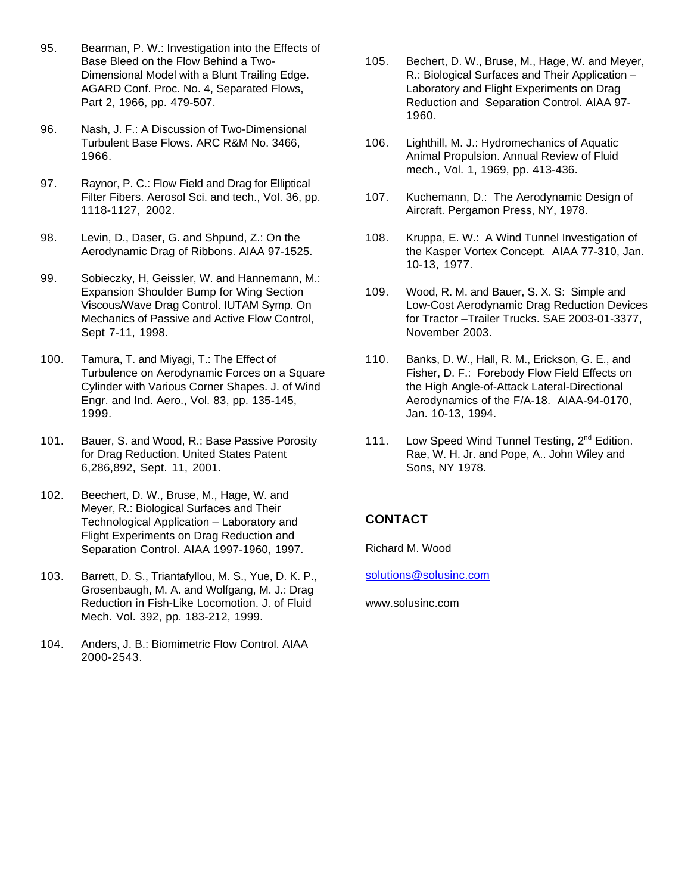95. Bearman, P. W.: Investigation into the Effects of Base Bleed on the Flow Behind a Two-Dimensional Model with a Blunt Trailing Edge. AGARD Conf. Proc. No. 4, Separated Flows, Part 2, 1966, pp. 479-507.

96. Nash, J. F.: A Discussion of Two-Dimensional Turbulent Base Flows. ARC R&M No. 3466, 1966.

97. Raynor, P. C.: Flow Field and Drag for Elliptical Filter Fibers. Aerosol Sci. and tech., Vol. 36, pp. 1118-1127, 2002.

98. Levin, D., Daser, G. and Shpund, Z.: On the Aerodynamic Drag of Ribbons. AIAA 97-1525.

99. Sobieczky, H, Geissler, W. and Hannemann, M.: Expansion Shoulder Bump for Wing Section Viscous/Wave Drag Control. IUTAM Symp. On Mechanics of Passive and Active Flow Control, Sept 7-11, 1998.

100. Tamura, T. and Miyagi, T.: The Effect of Turbulence on Aerodynamic Forces on a Square Cylinder with Various Corner Shapes. J. of Wind Engr. and Ind. Aero., Vol. 83, pp. 135-145, 1999.

101. Bauer, S. and Wood, R.: Base Passive Porosity for Drag Reduction. United States Patent 6,286,892, Sept. 11, 2001.

102. Beechert, D. W., Bruse, M., Hage, W. and Meyer, R.: Biological Surfaces and Their Technological Application – Laboratory and Flight Experiments on Drag Reduction and Separation Control. AIAA 1997-1960, 1997.

103. Barrett, D. S., Triantafyllou, M. S., Yue, D. K. P., Grosenbaugh, M. A. and Wolfgang, M. J.: Drag Reduction in Fish-Like Locomotion. J. of Fluid Mech. Vol. 392, pp. 183-212, 1999.

104. Anders, J. B.: Biomimetric Flow Control. AIAA 2000-2543.

105. Bechert, D. W., Bruse, M., Hage, W. and Meyer, R.: Biological Surfaces and Their Application – Laboratory and Flight Experiments on Drag Reduction and Separation Control. AIAA 97-1960.

106. Lighthill, M. J.: Hydromechanics of Aquatic Animal Propulsion. Annual Review of Fluid mech., Vol. 1, 1969, pp. 413-436.

107. Kuchemann, D.: The Aerodynamic Design of Aircraft. Pergamon Press, NY, 1978.

108. Kruppa, E. W.: A Wind Tunnel Investigation of the Kasper Vortex Concept. AIAA 77-310, Jan. 10-13, 1977.

109. Wood, R. M. and Bauer, S. X. S: Simple and Low-Cost Aerodynamic Drag Reduction Devices for Tractor –Trailer Trucks. SAE 2003-01-3377, November 2003.

110. Banks, D. W., Hall, R. M., Erickson, G. E., and Fisher, D. F.: Forebody Flow Field Effects on the High Angle-of-Attack Lateral-Directional Aerodynamics of the F/A-18. AIAA-94-0170, Jan. 10-13, 1994.

111. Low Speed Wind Tunnel Testing, 2nd Edition. Rae, W. H. Jr. and Pope, A.. John Wiley and Sons, NY 1978.

## CONTACT

Richard M. Wood

solutions@solusinc.com

www.solusinc.com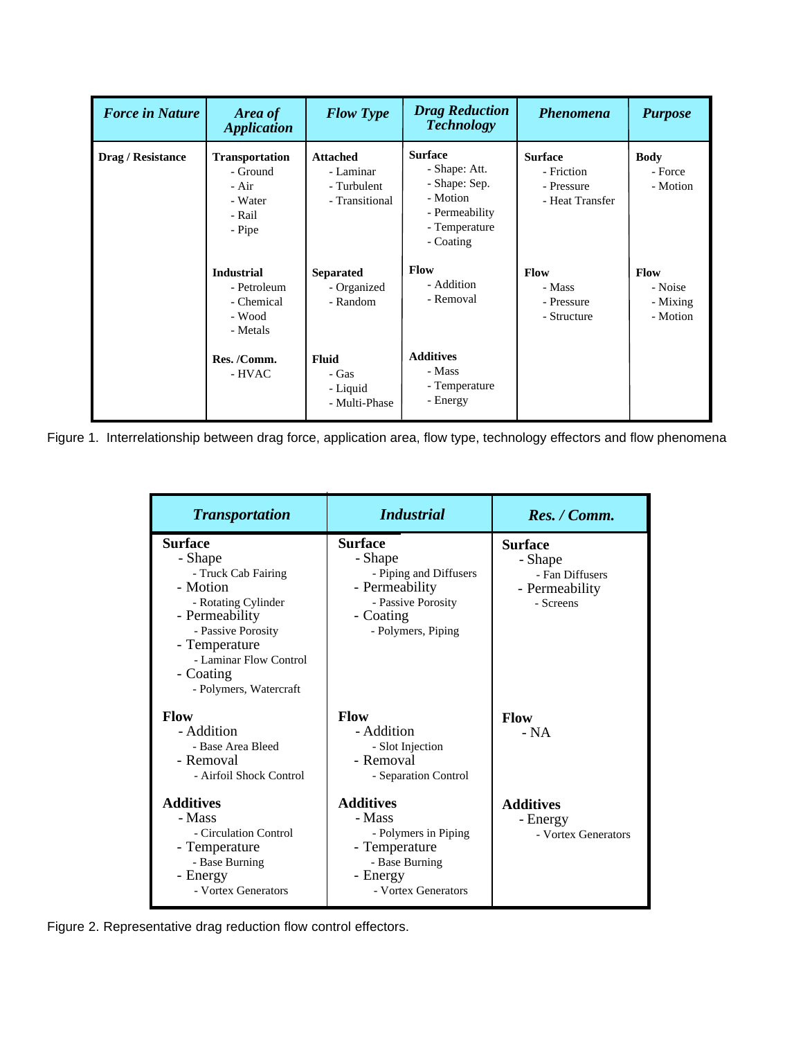| *Force in Nature* | *Area of Application* | *Flow Type* | *Drag Reduction Technology* | *Phenomena* | *Purpose* |
|---|---|---|---|---|---|
| **Drag / Resistance** | **Transportation**<br>- Ground<br>- Air<br>- Water<br>- Rail<br>- Pipe | **Attached**<br>- Laminar<br>- Turbulent<br>- Transitional | **Surface**<br>- Shape: Att.<br>- Shape: Sep.<br>- Motion<br>- Permeability<br>- Temperature<br>- Coating | **Surface**<br>- Friction<br>- Pressure<br>- Heat Transfer | **Body**<br>- Force<br>- Motion |
| | **Industrial**<br>- Petroleum<br>- Chemical<br>- Wood<br>- Metals | **Separated**<br>- Organized<br>- Random | **Flow**<br>- Addition<br>- Removal | **Flow**<br>- Mass<br>- Pressure<br>- Structure | **Flow**<br>- Noise<br>- Mixing<br>- Motion |
| | **Res. /Comm.**<br>- HVAC | **Fluid**<br>- Gas<br>- Liquid<br>- Multi-Phase | **Additives**<br>- Mass<br>- Temperature<br>- Energy | | |

Figure 1. Interrelationship between drag force, application area, flow type, technology effectors and flow phenomena

| *Transportation* | *Industrial* | *Res. / Comm.* |
|---|---|---|
| **Surface**<br>- Shape<br>- Truck Cab Fairing<br>- Motion<br>- Rotating Cylinder<br>- Permeability<br>- Passive Porosity<br>- Temperature<br>- Laminar Flow Control<br>- Coating<br>- Polymers, Watercraft | **Surface**<br>- Shape<br>- Piping and Diffusers<br>- Permeability<br>- Passive Porosity<br>- Coating<br>- Polymers, Piping | **Surface**<br>- Shape<br>- Fan Diffusers<br>- Permeability<br>- Screens |
| **Flow**<br>- Addition<br>- Base Area Bleed<br>- Removal<br>- Airfoil Shock Control | **Flow**<br>- Addition<br>- Slot Injection<br>- Removal<br>- Separation Control | **Flow**<br>- NA |
| **Additives**<br>- Mass<br>- Circulation Control<br>- Temperature<br>- Base Burning<br>- Energy<br>- Vortex Generators | **Additives**<br>- Mass<br>- Polymers in Piping<br>- Temperature<br>- Base Burning<br>- Energy<br>- Vortex Generators | **Additives**<br>- Energy<br>- Vortex Generators |

Figure 2. Representative drag reduction flow control effectors.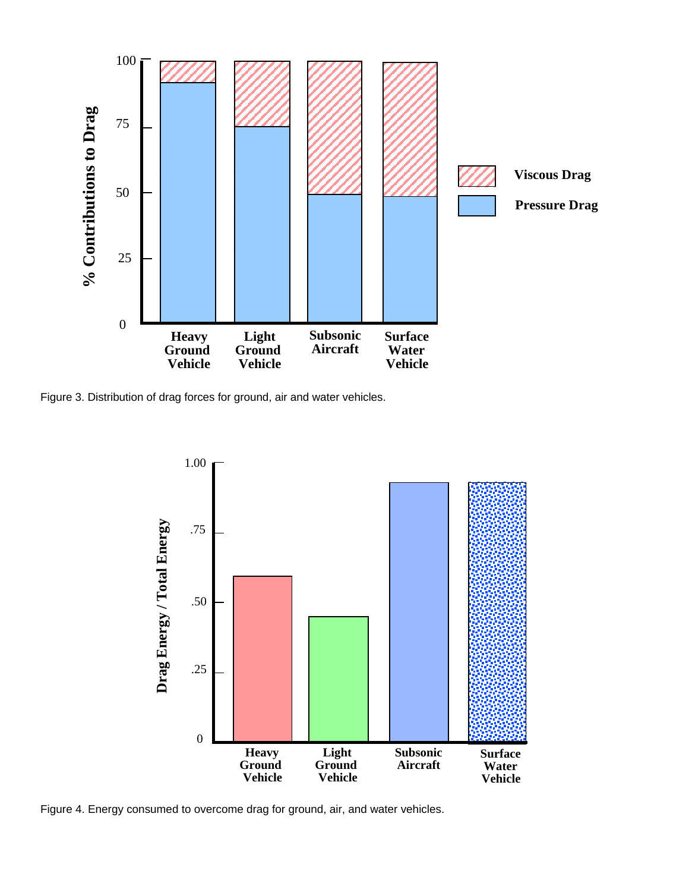Figure 3. Distribution of drag forces for ground, air and water vehicles.

Figure 4. Energy consumed to overcome drag for ground, air, and water vehicles.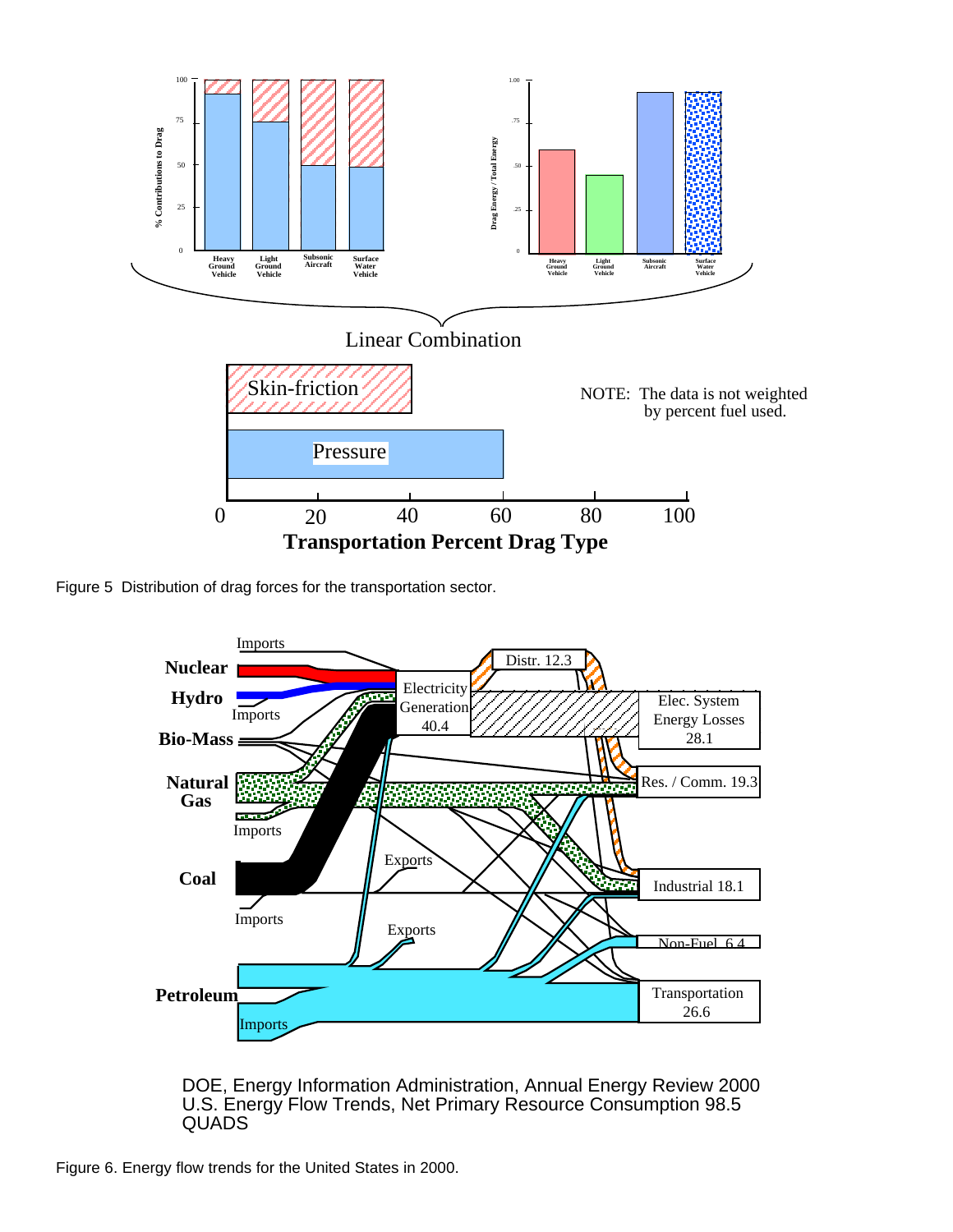Figure 5  Distribution of drag forces for the transportation sector.

Figure 6. Energy flow trends for the United States in 2000.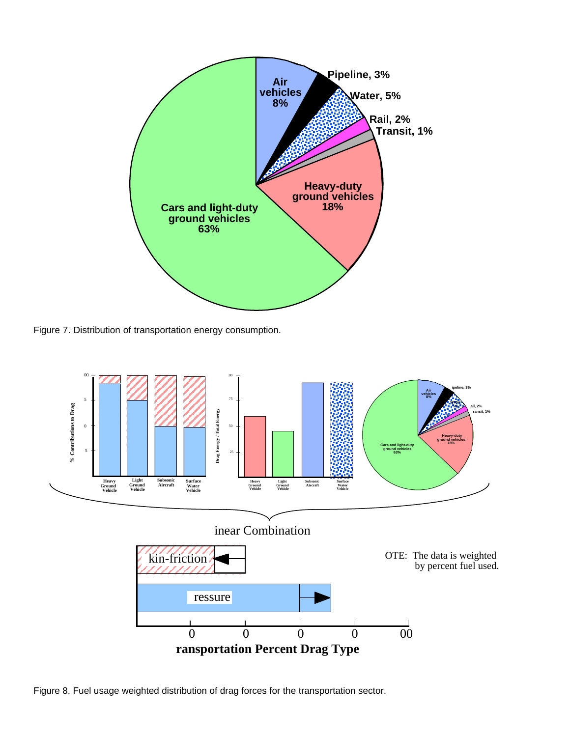Figure 7. Distribution of transportation energy consumption.

Figure 8. Fuel usage weighted distribution of drag forces for the transportation sector.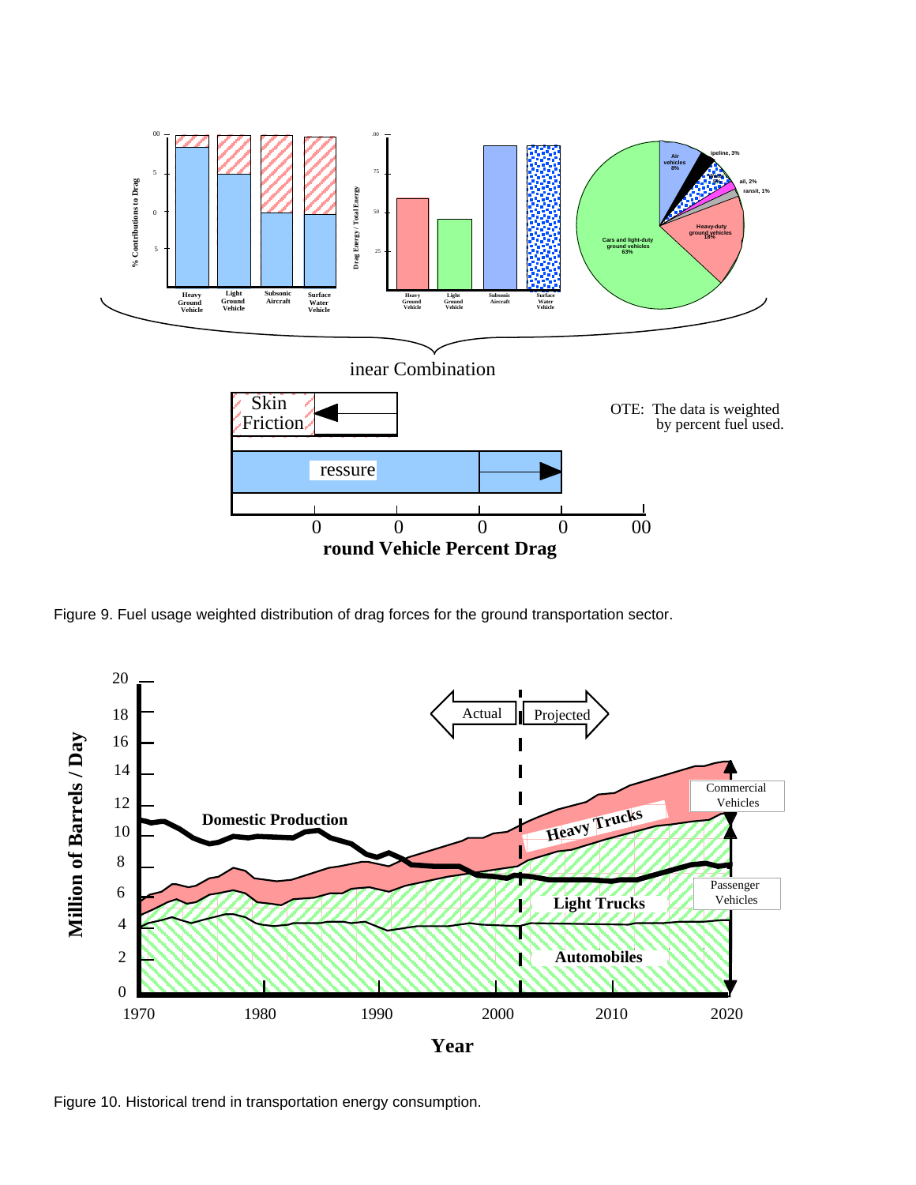Figure 9. Fuel usage weighted distribution of drag forces for the ground transportation sector.

Figure 10. Historical trend in transportation energy consumption.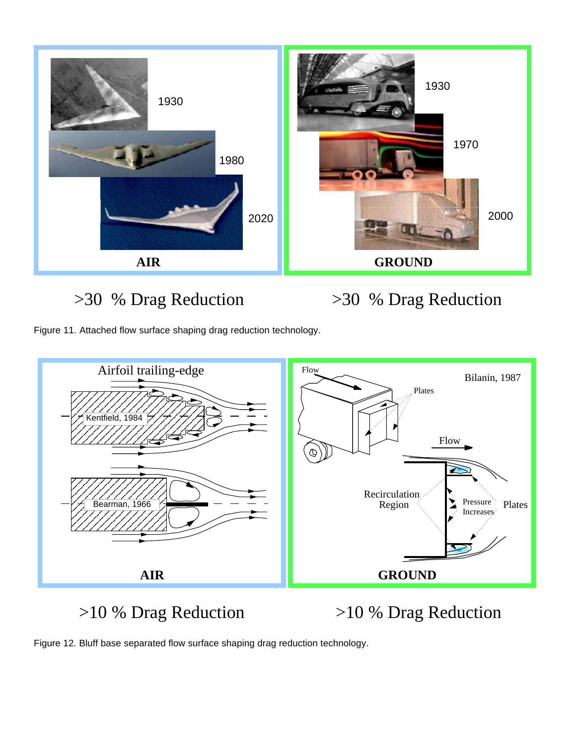AIR

1930

1980

2020

GROUND

1930

1970

2000

>30 % Drag Reduction

>30 % Drag Reduction

Figure 11. Attached flow surface shaping drag reduction technology.

Airfoil trailing-edge

Kentfield, 1984

Bearman, 1966

AIR

Flow

Bilanin, 1987

Plates

Flow

Recirculation Region

Pressure Increases

Plates

GROUND

>10 % Drag Reduction

>10 % Drag Reduction

Figure 12. Bluff base separated flow surface shaping drag reduction technology.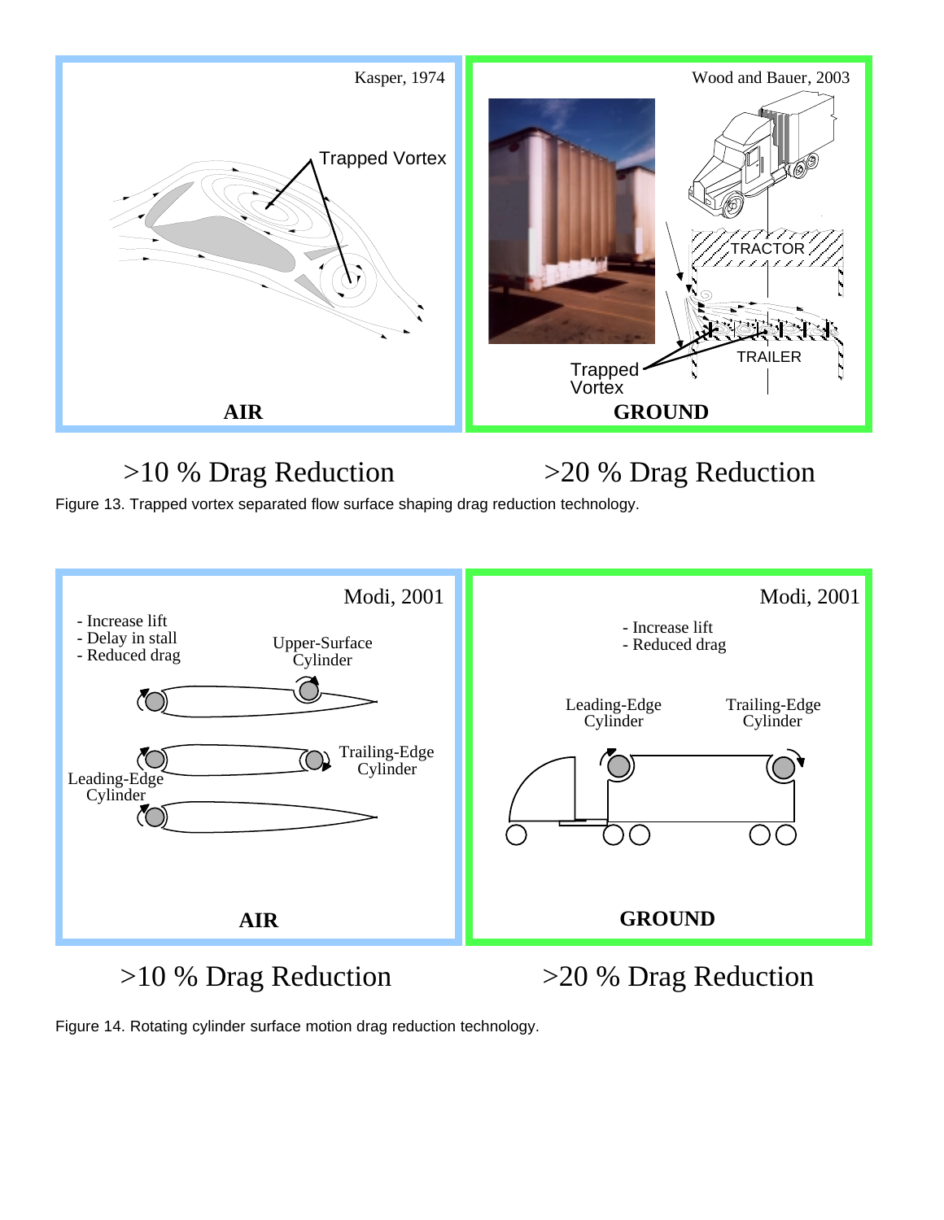>10 % Drag Reduction

>20 % Drag Reduction

Figure 13. Trapped vortex separated flow surface shaping drag reduction technology.

>10 % Drag Reduction

>20 % Drag Reduction

Figure 14. Rotating cylinder surface motion drag reduction technology.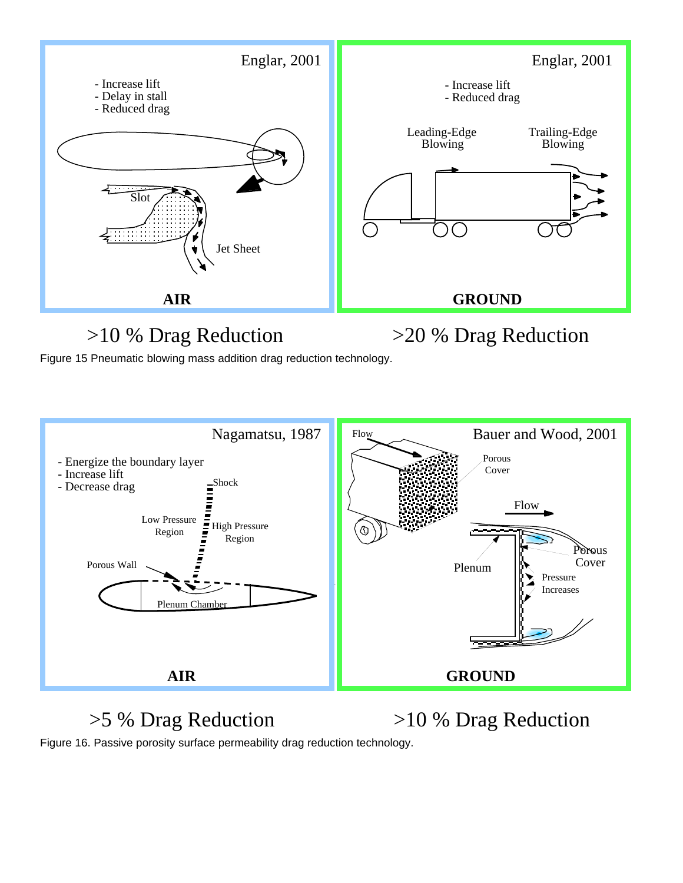Englar, 2001

- Increase lift
- Delay in stall
- Reduced drag

Slot

Jet Sheet

**AIR**

Englar, 2001

- Increase lift
- Reduced drag

Leading-Edge Blowing

Trailing-Edge Blowing

**GROUND**

>10 % Drag Reduction

>20 % Drag Reduction

Figure 15 Pneumatic blowing mass addition drag reduction technology.

Nagamatsu, 1987

- Energize the boundary layer
- Increase lift
- Decrease drag

Shock

Low Pressure Region

High Pressure Region

Porous Wall

Plenum Chamber

**AIR**

Flow

Bauer and Wood, 2001

Porous Cover

Flow

Plenum

Porous Cover

Pressure Increases

**GROUND**

>5 % Drag Reduction

>10 % Drag Reduction

Figure 16. Passive porosity surface permeability drag reduction technology.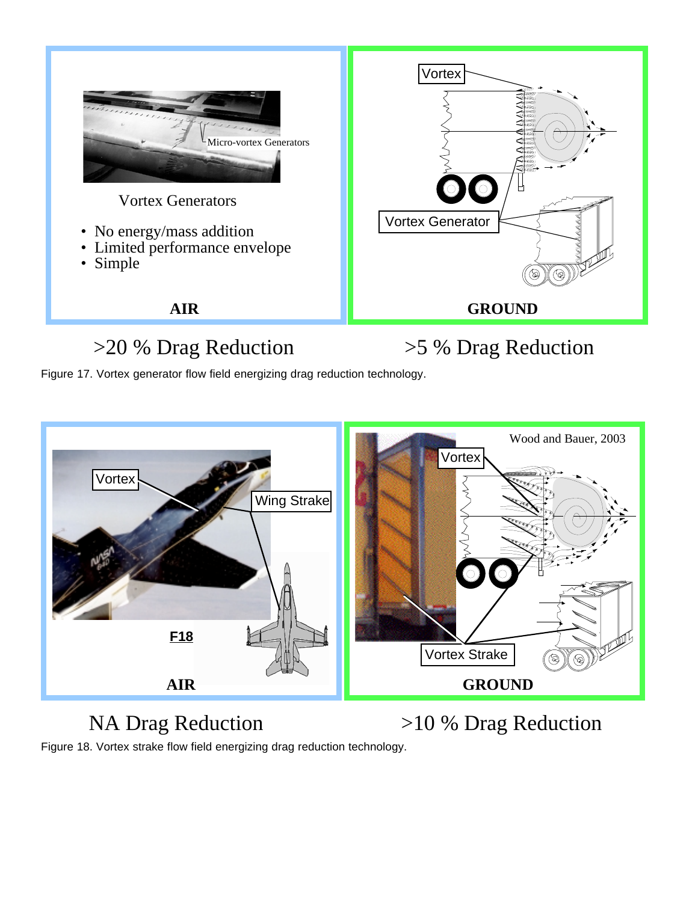Vortex Generators

- No energy/mass addition
- Limited performance envelope
- Simple

AIR

GROUND

>20 % Drag Reduction

>5 % Drag Reduction

Figure 17. Vortex generator flow field energizing drag reduction technology.

F18

AIR

Wood and Bauer, 2003

GROUND

NA Drag Reduction

>10 % Drag Reduction

Figure 18. Vortex strake flow field energizing drag reduction technology.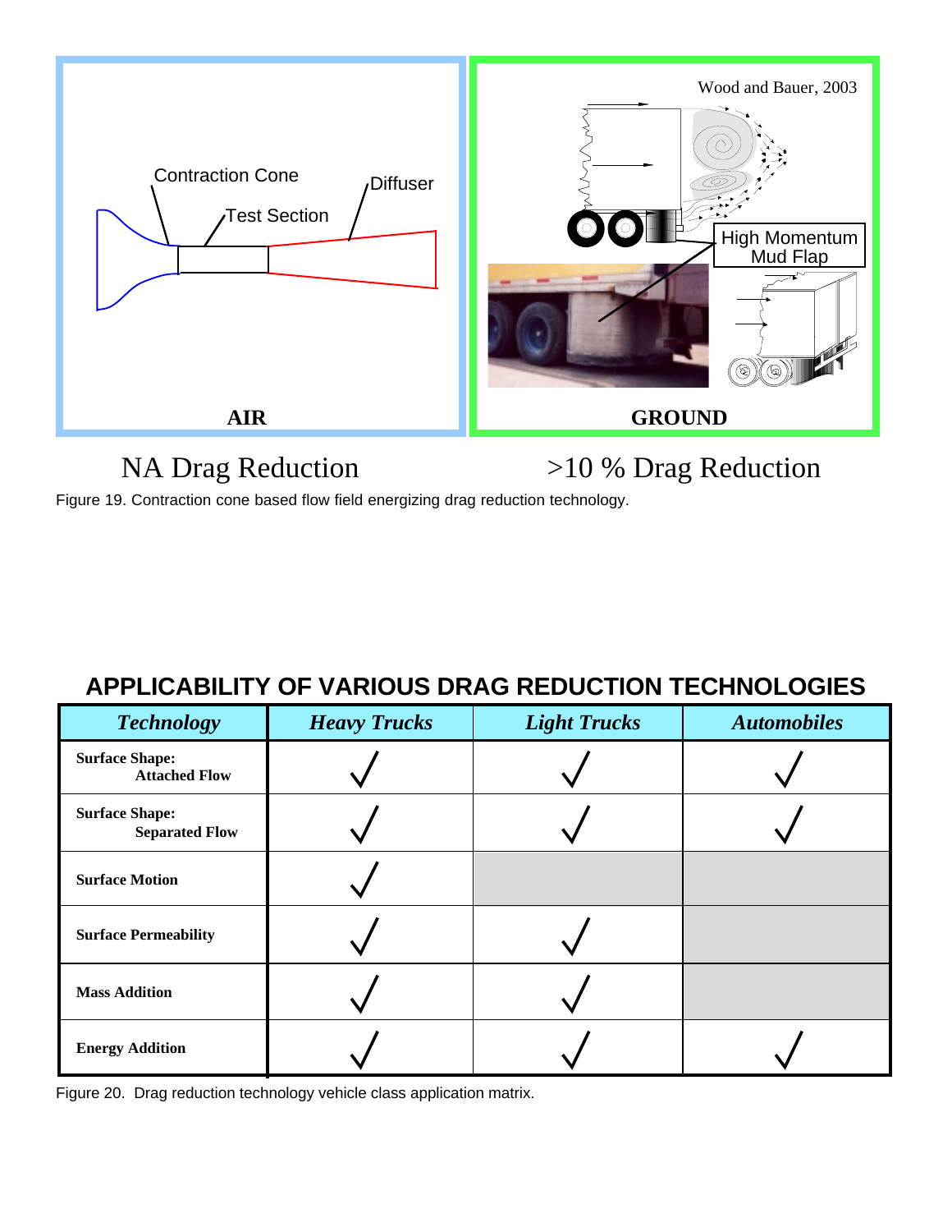NA Drag Reduction >10 % Drag Reduction

Figure 19. Contraction cone based flow field energizing drag reduction technology.

## APPLICABILITY OF VARIOUS DRAG REDUCTION TECHNOLOGIES

| *Technology* | *Heavy Trucks* | *Light Trucks* | *Automobiles* |
|---|---|---|---|
| **Surface Shape: Attached Flow** | √ | √ | √ |
| **Surface Shape: Separated Flow** | √ | √ | √ |
| **Surface Motion** | √ | | |
| **Surface Permeability** | √ | √ | |
| **Mass Addition** | √ | √ | |
| **Energy Addition** | √ | √ | √ |

Figure 20. Drag reduction technology vehicle class application matrix.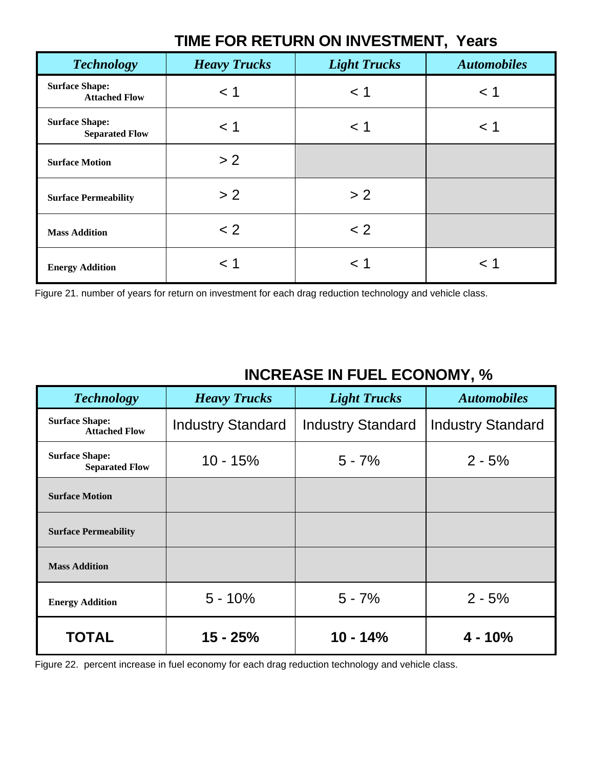## TIME FOR RETURN ON INVESTMENT, Years

| *Technology* | *Heavy Trucks* | *Light Trucks* | *Automobiles* |
|---|---|---|---|
| **Surface Shape: Attached Flow** | < 1 | < 1 | < 1 |
| **Surface Shape: Separated Flow** | < 1 | < 1 | < 1 |
| **Surface Motion** | > 2 | | |
| **Surface Permeability** | > 2 | > 2 | |
| **Mass Addition** | < 2 | < 2 | |
| **Energy Addition** | < 1 | < 1 | < 1 |

Figure 21. number of years for return on investment for each drag reduction technology and vehicle class.

## INCREASE IN FUEL ECONOMY, %

| *Technology* | *Heavy Trucks* | *Light Trucks* | *Automobiles* |
|---|---|---|---|
| **Surface Shape: Attached Flow** | Industry Standard | Industry Standard | Industry Standard |
| **Surface Shape: Separated Flow** | 10 - 15% | 5 - 7% | 2 - 5% |
| **Surface Motion** | | | |
| **Surface Permeability** | | | |
| **Mass Addition** | | | |
| **Energy Addition** | 5 - 10% | 5 - 7% | 2 - 5% |
| **TOTAL** | **15 - 25%** | **10 - 14%** | **4 - 10%** |

Figure 22. percent increase in fuel economy for each drag reduction technology and vehicle class.